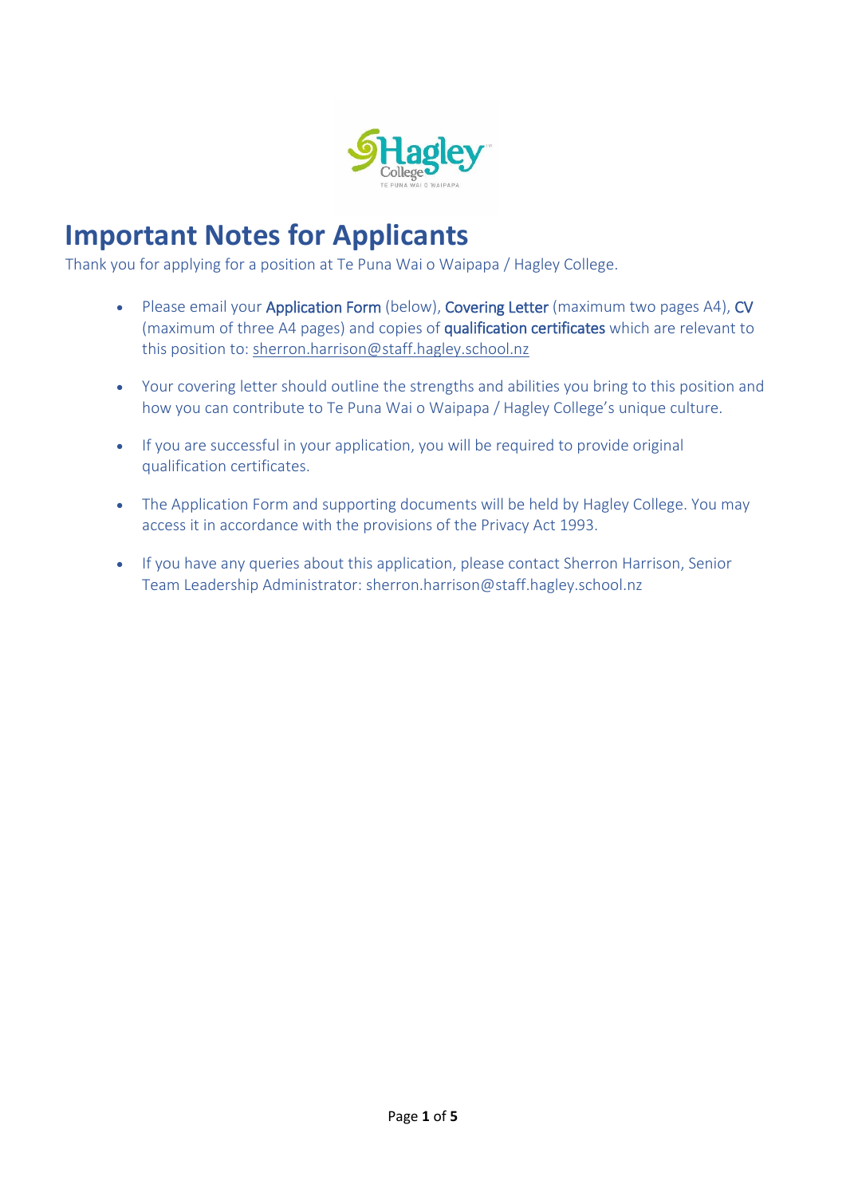# Important Notes for Applicants

Thank you for applying for a position at Te Puna Wai o Waipapa / Hagley College.

- Please email your **Application Form** (below), **Covering Letter** (maximum two pages A4), **CV** (maximum of three A4 pages) and copies of **qualification certificates** which are relevant to this position to: sherron.harrison@staff.hagley.school.nz

- Your covering letter should outline the strengths and abilities you bring to this position and how you can contribute to Te Puna Wai o Waipapa / Hagley College's unique culture.

- If you are successful in your application, you will be required to provide original qualification certificates.

- The Application Form and supporting documents will be held by Hagley College. You may access it in accordance with the provisions of the Privacy Act 1993.

- If you have any queries about this application, please contact Sherron Harrison, Senior Team Leadership Administrator: sherron.harrison@staff.hagley.school.nz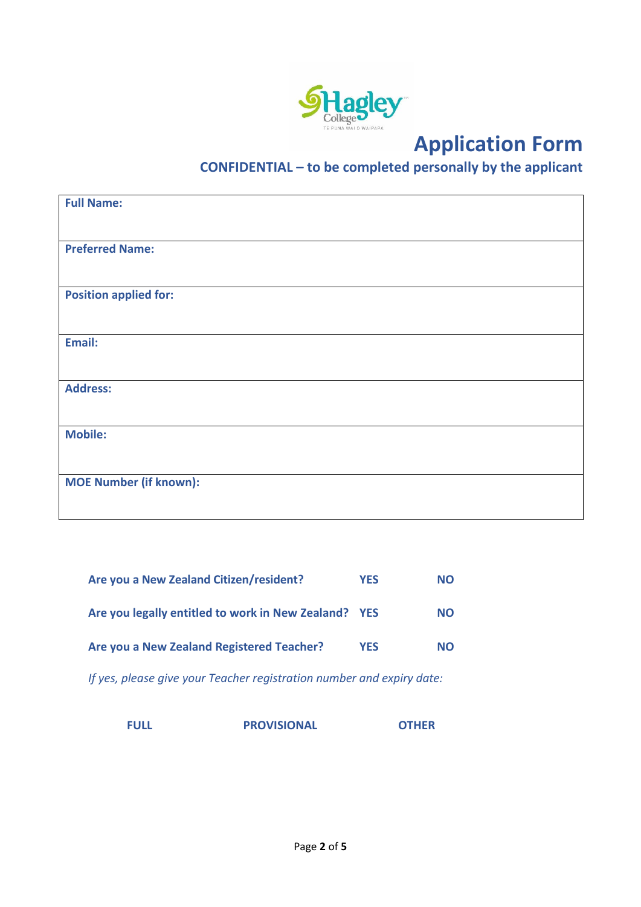# Application Form

**CONFIDENTIAL – to be completed personally by the applicant**

| **Full Name:** |
|---|
| **Preferred Name:** |
| **Position applied for:** |
| **Email:** |
| **Address:** |
| **Mobile:** |
| **MOE Number (if known):** |

| | | |
|---|---|---|
| **Are you a New Zealand Citizen/resident?** | **YES** | **NO** |
| **Are you legally entitled to work in New Zealand?** | **YES** | **NO** |
| **Are you a New Zealand Registered Teacher?** | **YES** | **NO** |

*If yes, please give your Teacher registration number and expiry date:*

**FULL** **PROVISIONAL** **OTHER**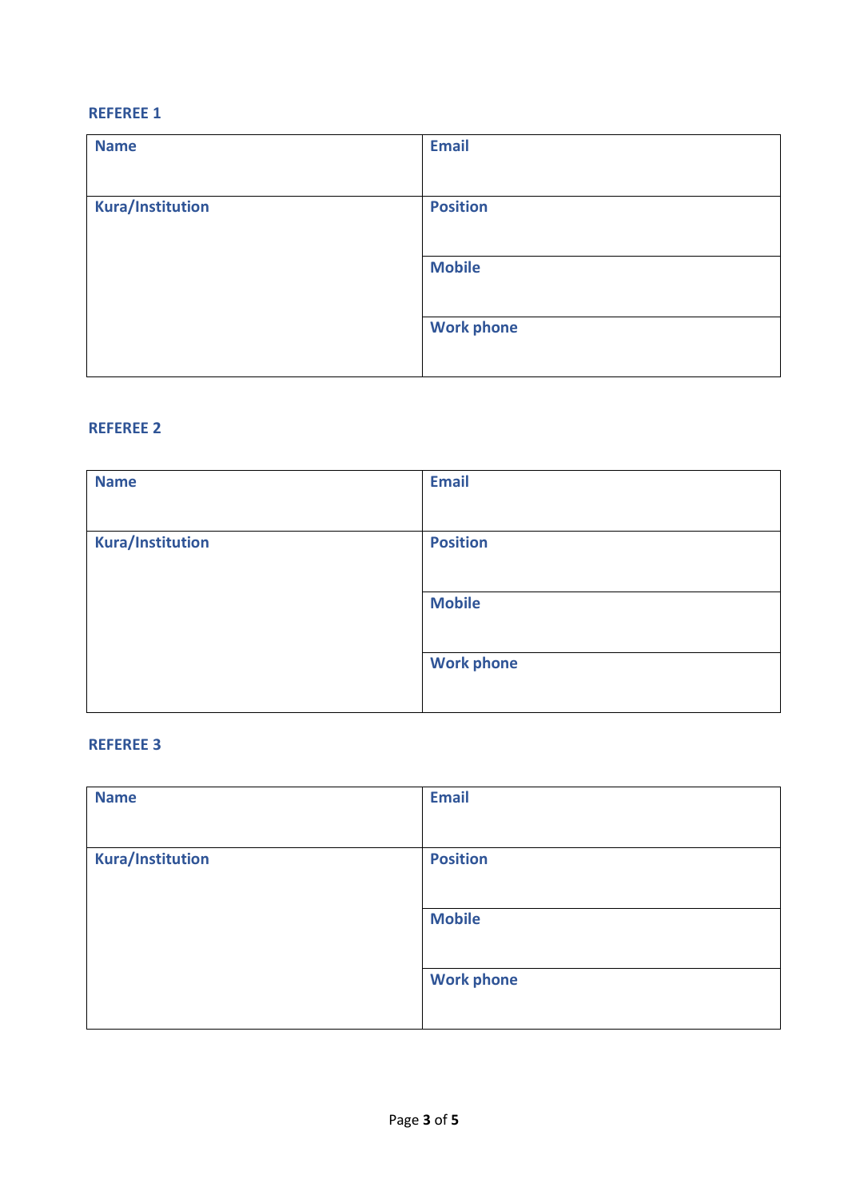## REFEREE 1

| Name | Email |
|---|---|
| Kura/Institution | Position |
| | Mobile |
| | Work phone |

## REFEREE 2

| Name | Email |
|---|---|
| Kura/Institution | Position |
| | Mobile |
| | Work phone |

## REFEREE 3

| Name | Email |
|---|---|
| Kura/Institution | Position |
| | Mobile |
| | Work phone |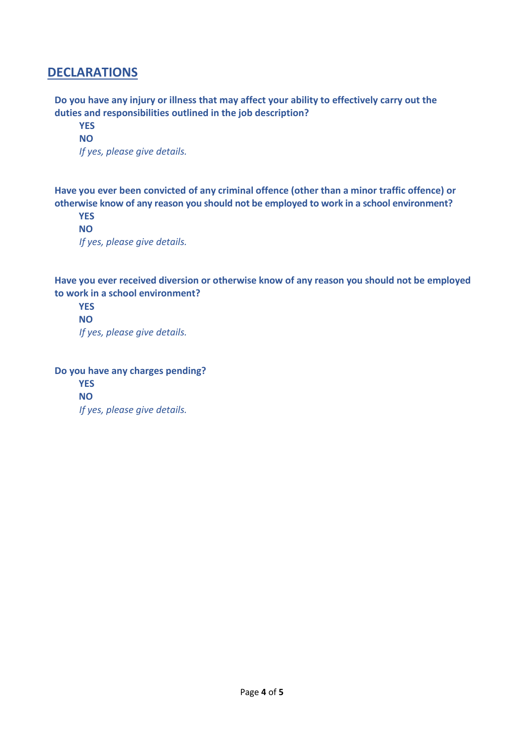## DECLARATIONS

**Do you have any injury or illness that may affect your ability to effectively carry out the duties and responsibilities outlined in the job description?**

**YES**

**NO**

*If yes, please give details.*

**Have you ever been convicted of any criminal offence (other than a minor traffic offence) or otherwise know of any reason you should not be employed to work in a school environment?**

**YES**

**NO**

*If yes, please give details.*

**Have you ever received diversion or otherwise know of any reason you should not be employed to work in a school environment?**

**YES**

**NO**

*If yes, please give details.*

**Do you have any charges pending?**

**YES**

**NO**

*If yes, please give details.*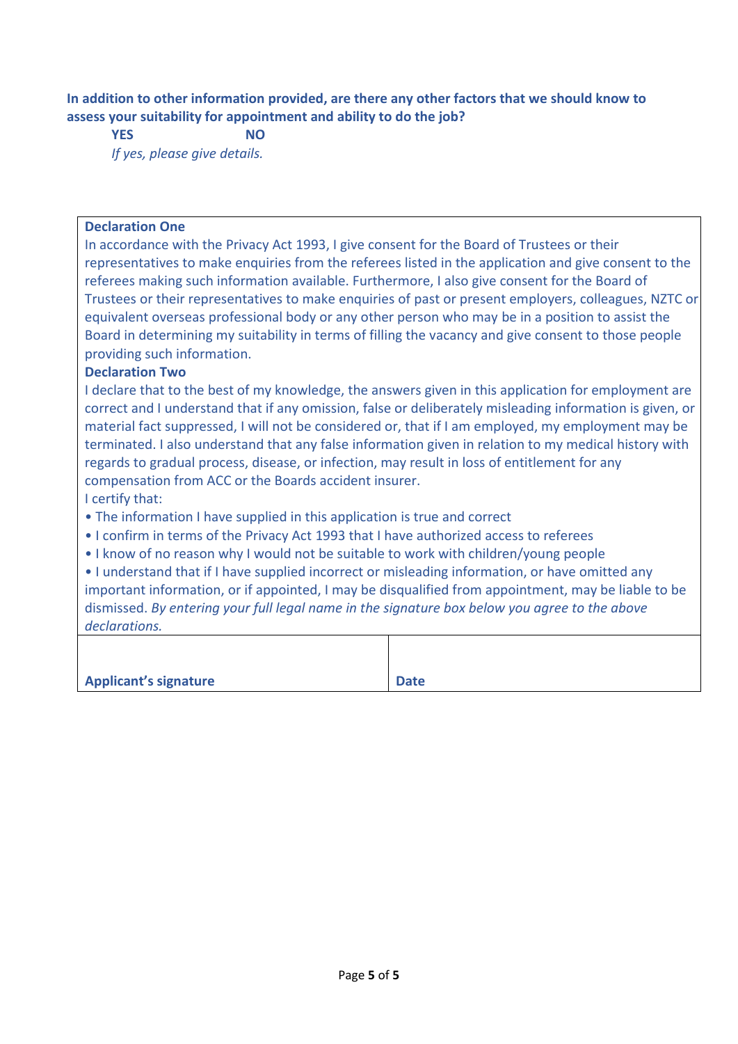**In addition to other information provided, are there any other factors that we should know to assess your suitability for appointment and ability to do the job?**

**YES** **NO**

*If yes, please give details.*

**Declaration One**

In accordance with the Privacy Act 1993, I give consent for the Board of Trustees or their representatives to make enquiries from the referees listed in the application and give consent to the referees making such information available. Furthermore, I also give consent for the Board of Trustees or their representatives to make enquiries of past or present employers, colleagues, NZTC or equivalent overseas professional body or any other person who may be in a position to assist the Board in determining my suitability in terms of filling the vacancy and give consent to those people providing such information.

**Declaration Two**

I declare that to the best of my knowledge, the answers given in this application for employment are correct and I understand that if any omission, false or deliberately misleading information is given, or material fact suppressed, I will not be considered or, that if I am employed, my employment may be terminated. I also understand that any false information given in relation to my medical history with regards to gradual process, disease, or infection, may result in loss of entitlement for any compensation from ACC or the Boards accident insurer.

I certify that:

- The information I have supplied in this application is true and correct
- I confirm in terms of the Privacy Act 1993 that I have authorized access to referees
- I know of no reason why I would not be suitable to work with children/young people
- I understand that if I have supplied incorrect or misleading information, or have omitted any important information, or if appointed, I may be disqualified from appointment, may be liable to be dismissed. *By entering your full legal name in the signature box below you agree to the above declarations.*

| | |
|---|---|
| **Applicant's signature** | **Date** |